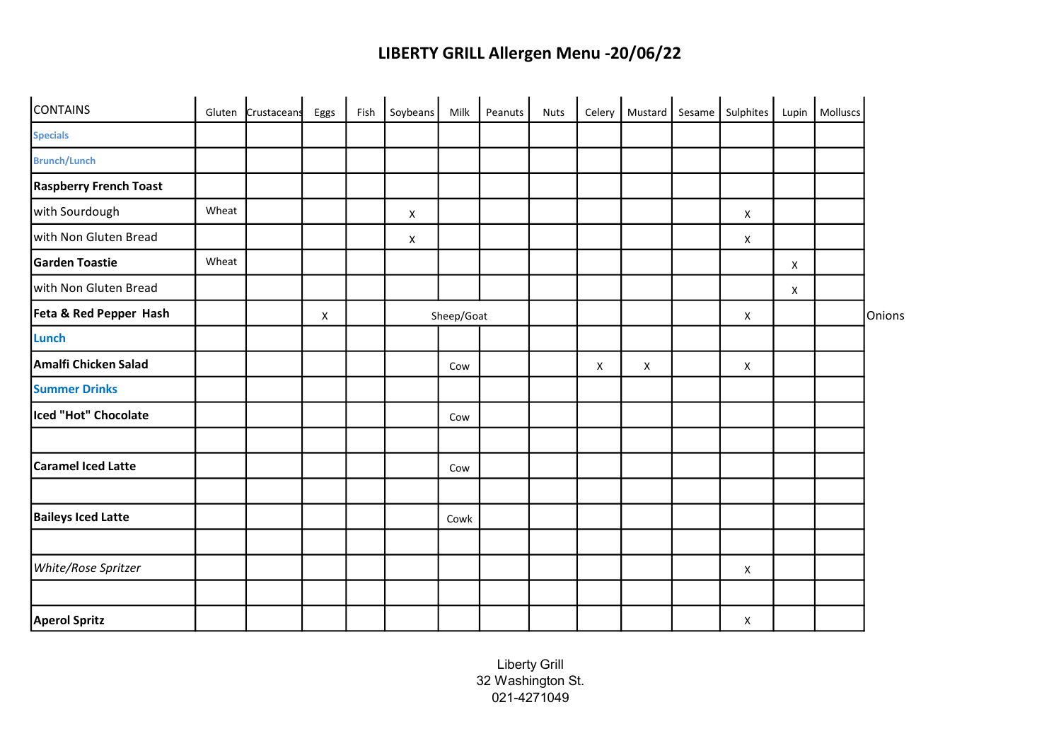# LIBERTY GRILL Allergen Menu -20/06/22

| CONTAINS | Gluten | Crustaceans | Eggs | Fish | Soybeans | Milk | Peanuts | Nuts | Celery | Mustard | Sesame | Sulphites | Lupin | Molluscs | |
|---|---|---|---|---|---|---|---|---|---|---|---|---|---|---|---|
| Specials | | | | | | | | | | | | | | | |
| Brunch/Lunch | | | | | | | | | | | | | | | |
| **Raspberry French Toast** | | | | | | | | | | | | | | | |
| with Sourdough | Wheat | | | | X | | | | | | | X | | | |
| with Non Gluten Bread | | | | | X | | | | | | | X | | | |
| **Garden Toastie** | Wheat | | | | | | | | | | | | X | | |
| with Non Gluten Bread | | | | | | | | | | | | | X | | |
| **Feta & Red Pepper Hash** | | | X | | | Sheep/Goat | | | | | | X | | | Onions |
| **Lunch** | | | | | | | | | | | | | | | |
| **Amalfi Chicken Salad** | | | | | | Cow | | | X | X | | X | | | |
| **Summer Drinks** | | | | | | | | | | | | | | | |
| **Iced "Hot" Chocolate** | | | | | | Cow | | | | | | | | | |
| | | | | | | | | | | | | | | | |
| **Caramel Iced Latte** | | | | | | Cow | | | | | | | | | |
| | | | | | | | | | | | | | | | |
| **Baileys Iced Latte** | | | | | | Cowk | | | | | | | | | |
| | | | | | | | | | | | | | | | |
| *White/Rose Spritzer* | | | | | | | | | | | | X | | | |
| | | | | | | | | | | | | | | | |
| **Aperol Spritz** | | | | | | | | | | | | X | | | |

Liberty Grill
32 Washington St.
021-4271049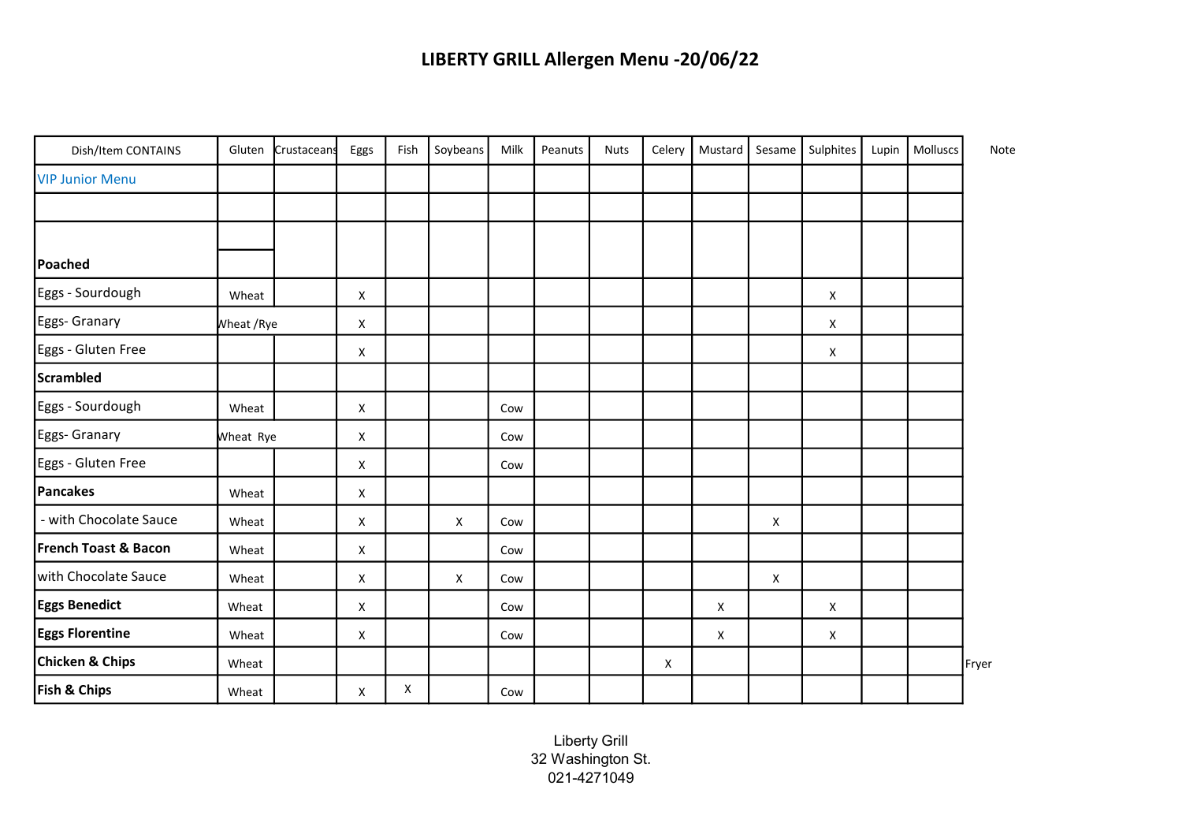# LIBERTY GRILL Allergen Menu -20/06/22

| Dish/Item CONTAINS | Gluten | Crustaceans | Eggs | Fish | Soybeans | Milk | Peanuts | Nuts | Celery | Mustard | Sesame | Sulphites | Lupin | Molluscs | Note |
|---|---|---|---|---|---|---|---|---|---|---|---|---|---|---|---|
| VIP Junior Menu | | | | | | | | | | | | | | | |
| | | | | | | | | | | | | | | | |
| **Poached** | | | | | | | | | | | | | | | |
| Eggs - Sourdough | Wheat | | X | | | | | | | | | X | | | |
| Eggs- Granary | Wheat /Rye | | X | | | | | | | | | X | | | |
| Eggs - Gluten Free | | | X | | | | | | | | | X | | | |
| **Scrambled** | | | | | | | | | | | | | | | |
| Eggs - Sourdough | Wheat | | X | | | Cow | | | | | | | | | |
| Eggs- Granary | Wheat Rye | | X | | | Cow | | | | | | | | | |
| Eggs - Gluten Free | | | X | | | Cow | | | | | | | | | |
| **Pancakes** | Wheat | | X | | | | | | | | | | | | |
| - with Chocolate Sauce | Wheat | | X | | X | Cow | | | | | X | | | | |
| **French Toast & Bacon** | Wheat | | X | | | Cow | | | | | | | | | |
| with Chocolate Sauce | Wheat | | X | | X | Cow | | | | | X | | | | |
| **Eggs Benedict** | Wheat | | X | | | Cow | | | | X | | X | | | |
| **Eggs Florentine** | Wheat | | X | | | Cow | | | | X | | X | | | |
| **Chicken & Chips** | Wheat | | | | | | | | X | | | | | | Fryer |
| **Fish & Chips** | Wheat | | X | X | | Cow | | | | | | | | | |

Liberty Grill
32 Washington St.
021-4271049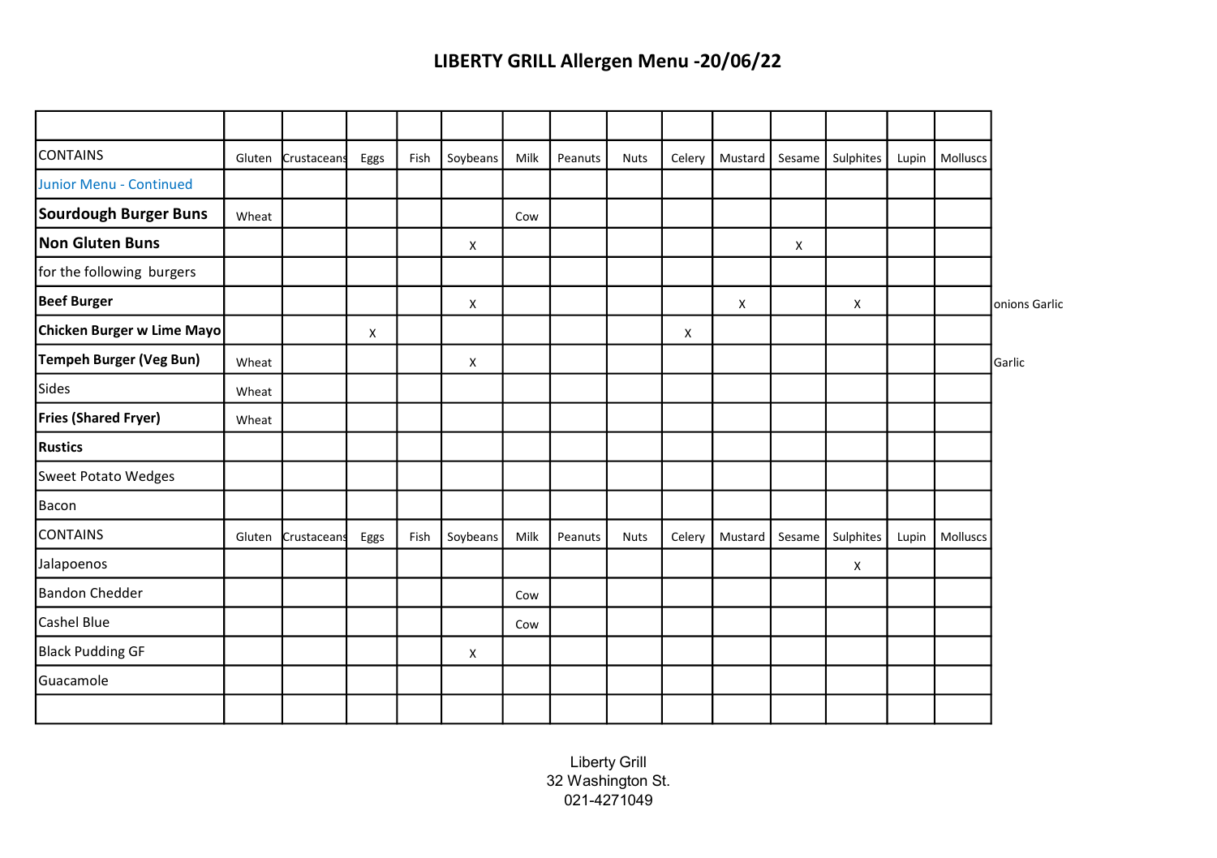# LIBERTY GRILL Allergen Menu -20/06/22

| | | | | | | | | | | | | | | | |
|---|---|---|---|---|---|---|---|---|---|---|---|---|---|---|---|
| CONTAINS | Gluten | Crustaceans | Eggs | Fish | Soybeans | Milk | Peanuts | Nuts | Celery | Mustard | Sesame | Sulphites | Lupin | Molluscs | |
| Junior Menu - Continued | | | | | | | | | | | | | | | |
| **Sourdough Burger Buns** | Wheat | | | | | Cow | | | | | | | | | |
| **Non Gluten Buns** | | | | | X | | | | | | X | | | | |
| for the following burgers | | | | | | | | | | | | | | | |
| **Beef Burger** | | | | | X | | | | | X | | X | | | onions Garlic |
| **Chicken Burger w Lime Mayo** | | | X | | | | | | X | | | | | | |
| **Tempeh Burger (Veg Bun)** | Wheat | | | | X | | | | | | | | | | Garlic |
| Sides | Wheat | | | | | | | | | | | | | | |
| **Fries (Shared Fryer)** | Wheat | | | | | | | | | | | | | | |
| **Rustics** | | | | | | | | | | | | | | | |
| Sweet Potato Wedges | | | | | | | | | | | | | | | |
| Bacon | | | | | | | | | | | | | | | |
| CONTAINS | Gluten | Crustaceans | Eggs | Fish | Soybeans | Milk | Peanuts | Nuts | Celery | Mustard | Sesame | Sulphites | Lupin | Molluscs | |
| Jalapoenos | | | | | | | | | | | | X | | | |
| Bandon Chedder | | | | | | Cow | | | | | | | | | |
| Cashel Blue | | | | | | Cow | | | | | | | | | |
| Black Pudding GF | | | | | X | | | | | | | | | | |
| Guacamole | | | | | | | | | | | | | | | |

Liberty Grill
32 Washington St.
021-4271049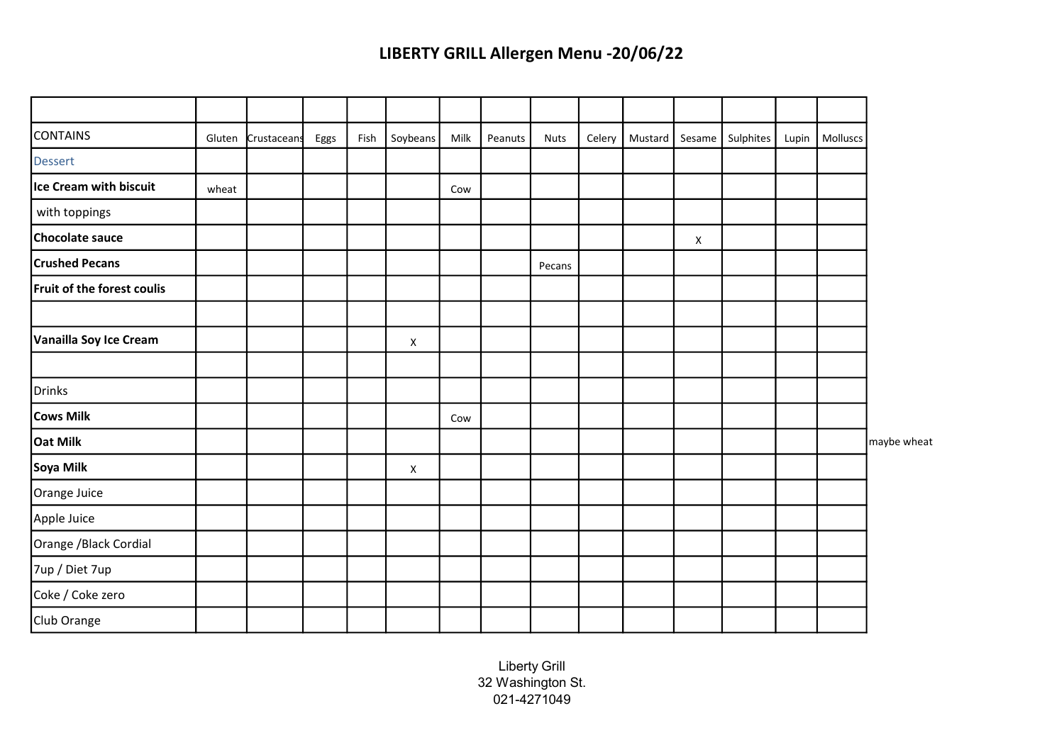# LIBERTY GRILL Allergen Menu -20/06/22

| CONTAINS | Gluten | Crustaceans | Eggs | Fish | Soybeans | Milk | Peanuts | Nuts | Celery | Mustard | Sesame | Sulphites | Lupin | Molluscs | |
|---|---|---|---|---|---|---|---|---|---|---|---|---|---|---|---|
| Dessert | | | | | | | | | | | | | | | |
| **Ice Cream with biscuit** | wheat | | | | | Cow | | | | | | | | | |
| with toppings | | | | | | | | | | | | | | | |
| **Chocolate sauce** | | | | | | | | | | | X | | | | |
| **Crushed Pecans** | | | | | | | | Pecans | | | | | | | |
| **Fruit of the forest coulis** | | | | | | | | | | | | | | | |
| | | | | | | | | | | | | | | | |
| **Vanailla Soy Ice Cream** | | | | | X | | | | | | | | | | |
| | | | | | | | | | | | | | | | |
| Drinks | | | | | | | | | | | | | | | |
| **Cows Milk** | | | | | | Cow | | | | | | | | | |
| **Oat Milk** | | | | | | | | | | | | | | | maybe wheat |
| **Soya Milk** | | | | | X | | | | | | | | | | |
| Orange Juice | | | | | | | | | | | | | | | |
| Apple Juice | | | | | | | | | | | | | | | |
| Orange /Black Cordial | | | | | | | | | | | | | | | |
| 7up / Diet 7up | | | | | | | | | | | | | | | |
| Coke / Coke zero | | | | | | | | | | | | | | | |
| Club Orange | | | | | | | | | | | | | | | |

Liberty Grill
32 Washington St.
021-4271049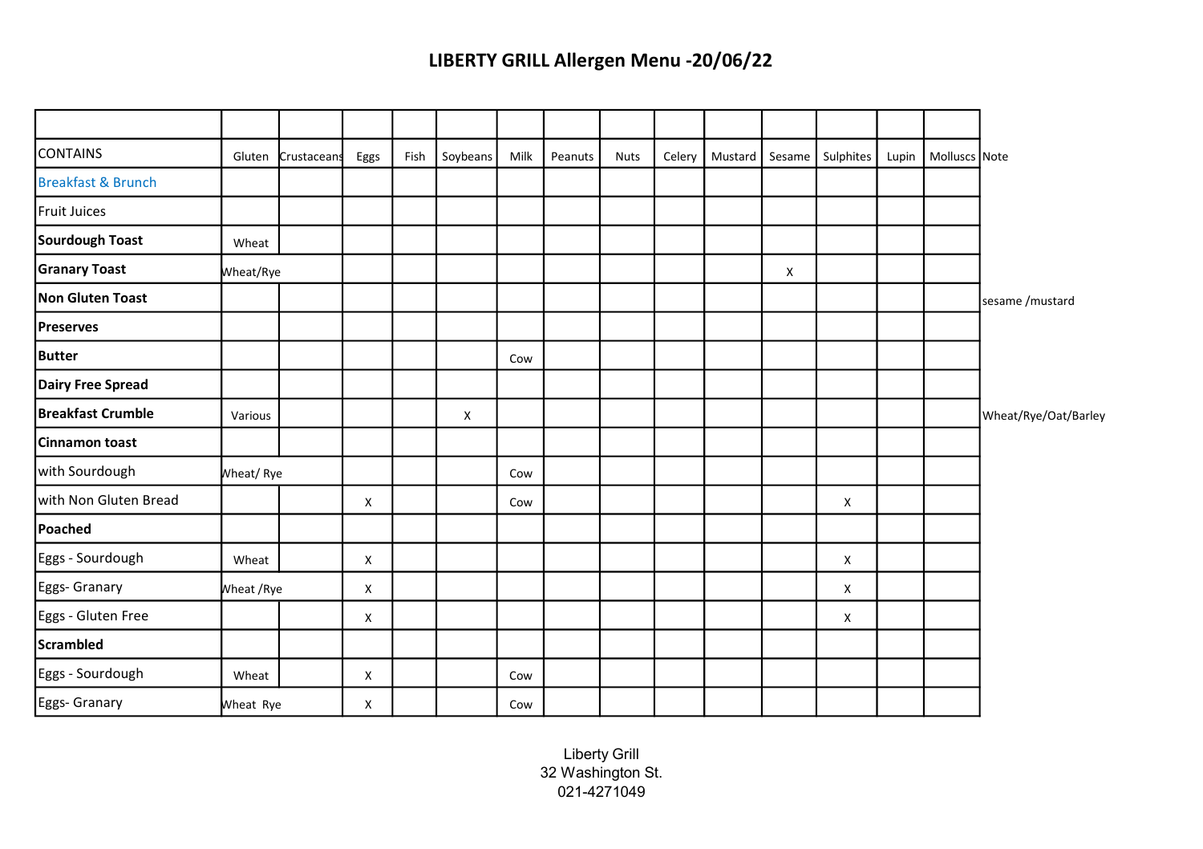# LIBERTY GRILL Allergen Menu -20/06/22

| | | | | | | | | | | | | | | | |
|---|---|---|---|---|---|---|---|---|---|---|---|---|---|---|---|
| CONTAINS | Gluten | Crustaceans | Eggs | Fish | Soybeans | Milk | Peanuts | Nuts | Celery | Mustard | Sesame | Sulphites | Lupin | Molluscs | Note |
| Breakfast & Brunch | | | | | | | | | | | | | | | |
| Fruit Juices | | | | | | | | | | | | | | | |
| **Sourdough Toast** | Wheat | | | | | | | | | | | | | | |
| **Granary Toast** | Wheat/Rye | | | | | | | | | | X | | | | |
| **Non Gluten Toast** | | | | | | | | | | | | | | | sesame /mustard |
| **Preserves** | | | | | | | | | | | | | | | |
| **Butter** | | | | | | Cow | | | | | | | | | |
| **Dairy Free Spread** | | | | | | | | | | | | | | | |
| **Breakfast Crumble** | Various | | | | X | | | | | | | | | | Wheat/Rye/Oat/Barley |
| **Cinnamon toast** | | | | | | | | | | | | | | | |
| with Sourdough | Wheat/ Rye | | | | | Cow | | | | | | | | | |
| with Non Gluten Bread | | | X | | | Cow | | | | | | X | | | |
| **Poached** | | | | | | | | | | | | | | | |
| Eggs - Sourdough | Wheat | | X | | | | | | | | | X | | | |
| Eggs- Granary | Wheat /Rye | | X | | | | | | | | | X | | | |
| Eggs - Gluten Free | | | X | | | | | | | | | X | | | |
| **Scrambled** | | | | | | | | | | | | | | | |
| Eggs - Sourdough | Wheat | | X | | | Cow | | | | | | | | | |
| Eggs- Granary | Wheat Rye | | X | | | Cow | | | | | | | | | |

Liberty Grill
32 Washington St.
021-4271049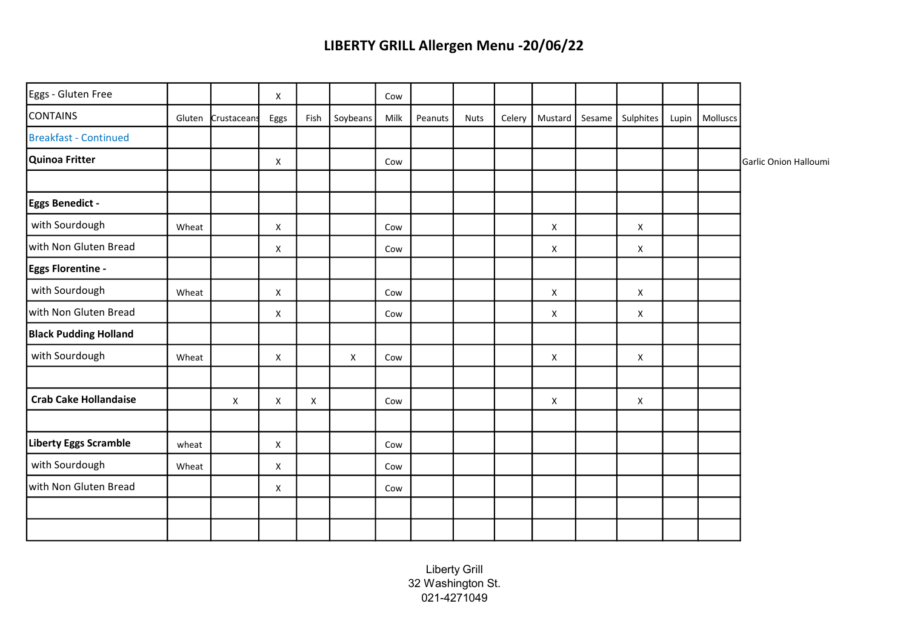# LIBERTY GRILL Allergen Menu -20/06/22

| | | | | | | | | | | | | | | | |
|---|---|---|---|---|---|---|---|---|---|---|---|---|---|---|---|
| Eggs - Gluten Free | | | X | | | Cow | | | | | | | | | |
| CONTAINS | Gluten | Crustaceans | Eggs | Fish | Soybeans | Milk | Peanuts | Nuts | Celery | Mustard | Sesame | Sulphites | Lupin | Molluscs | |
| Breakfast - Continued | | | | | | | | | | | | | | | |
| **Quinoa Fritter** | | | X | | | Cow | | | | | | | | | Garlic Onion Halloumi |
| | | | | | | | | | | | | | | | |
| **Eggs Benedict -** | | | | | | | | | | | | | | | |
| with Sourdough | Wheat | | X | | | Cow | | | | X | | X | | | |
| with Non Gluten Bread | | | X | | | Cow | | | | X | | X | | | |
| **Eggs Florentine -** | | | | | | | | | | | | | | | |
| with Sourdough | Wheat | | X | | | Cow | | | | X | | X | | | |
| with Non Gluten Bread | | | X | | | Cow | | | | X | | X | | | |
| **Black Pudding Holland** | | | | | | | | | | | | | | | |
| with Sourdough | Wheat | | X | | X | Cow | | | | X | | X | | | |
| | | | | | | | | | | | | | | | |
| **Crab Cake Hollandaise** | | X | X | X | | Cow | | | | X | | X | | | |
| | | | | | | | | | | | | | | | |
| **Liberty Eggs Scramble** | wheat | | X | | | Cow | | | | | | | | | |
| with Sourdough | Wheat | | X | | | Cow | | | | | | | | | |
| with Non Gluten Bread | | | X | | | Cow | | | | | | | | | |
| | | | | | | | | | | | | | | | |
| | | | | | | | | | | | | | | | |

Liberty Grill
32 Washington St.
021-4271049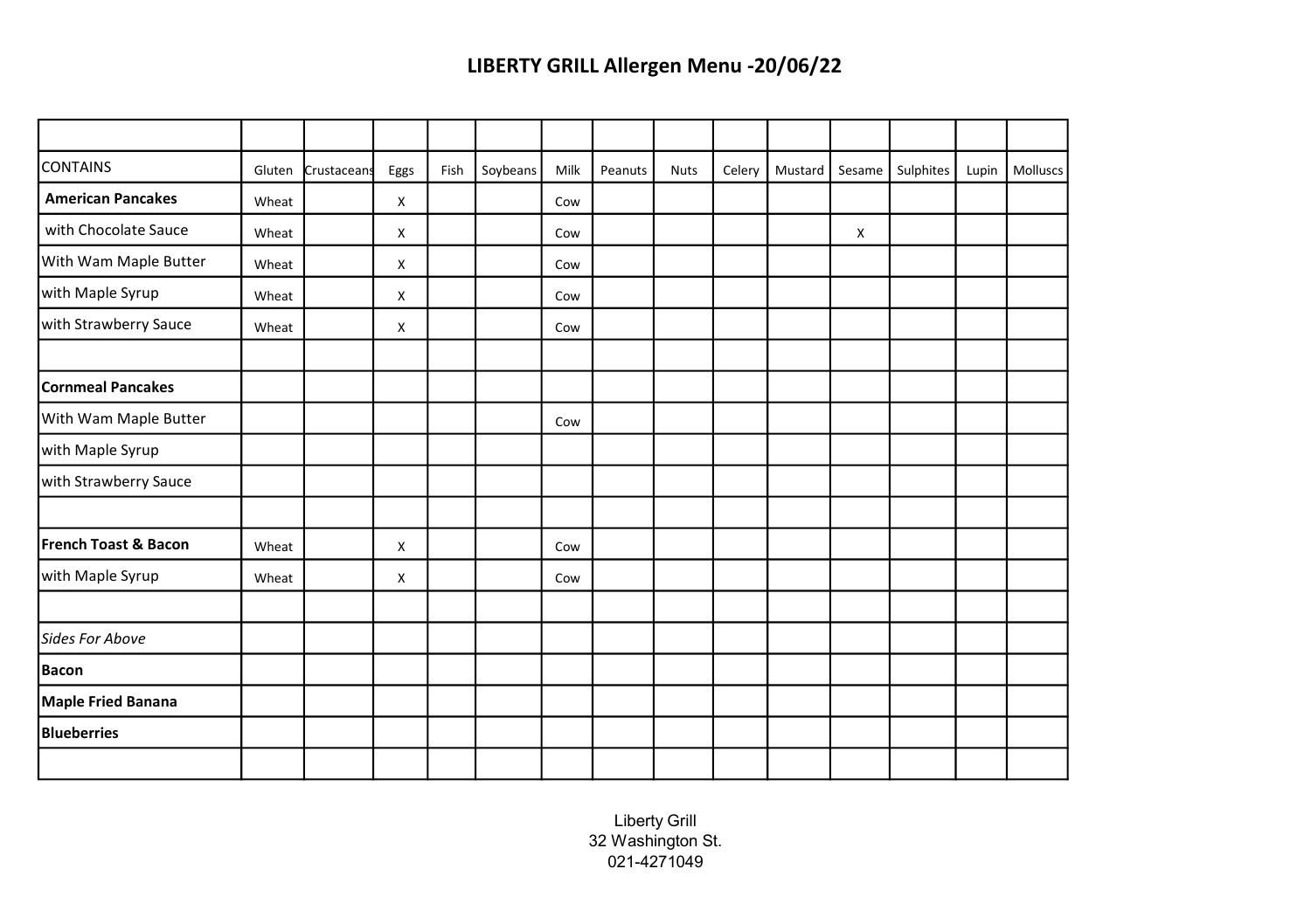# LIBERTY GRILL Allergen Menu -20/06/22

| | | | | | | | | | | | | | | |
|---|---|---|---|---|---|---|---|---|---|---|---|---|---|---|
| CONTAINS | Gluten | Crustaceans | Eggs | Fish | Soybeans | Milk | Peanuts | Nuts | Celery | Mustard | Sesame | Sulphites | Lupin | Molluscs |
| **American Pancakes** | Wheat | | X | | | Cow | | | | | | | | |
| with Chocolate Sauce | Wheat | | X | | | Cow | | | | | X | | | |
| With Wam Maple Butter | Wheat | | X | | | Cow | | | | | | | | |
| with Maple Syrup | Wheat | | X | | | Cow | | | | | | | | |
| with Strawberry Sauce | Wheat | | X | | | Cow | | | | | | | | |
| | | | | | | | | | | | | | | |
| **Cornmeal Pancakes** | | | | | | | | | | | | | | |
| With Wam Maple Butter | | | | | | Cow | | | | | | | | |
| with Maple Syrup | | | | | | | | | | | | | | |
| with Strawberry Sauce | | | | | | | | | | | | | | |
| | | | | | | | | | | | | | | |
| **French Toast & Bacon** | Wheat | | X | | | Cow | | | | | | | | |
| with Maple Syrup | Wheat | | X | | | Cow | | | | | | | | |
| | | | | | | | | | | | | | | |
| *Sides For Above* | | | | | | | | | | | | | | |
| **Bacon** | | | | | | | | | | | | | | |
| **Maple Fried Banana** | | | | | | | | | | | | | | |
| **Blueberries** | | | | | | | | | | | | | | |
| | | | | | | | | | | | | | | |

Liberty Grill
32 Washington St.
021-4271049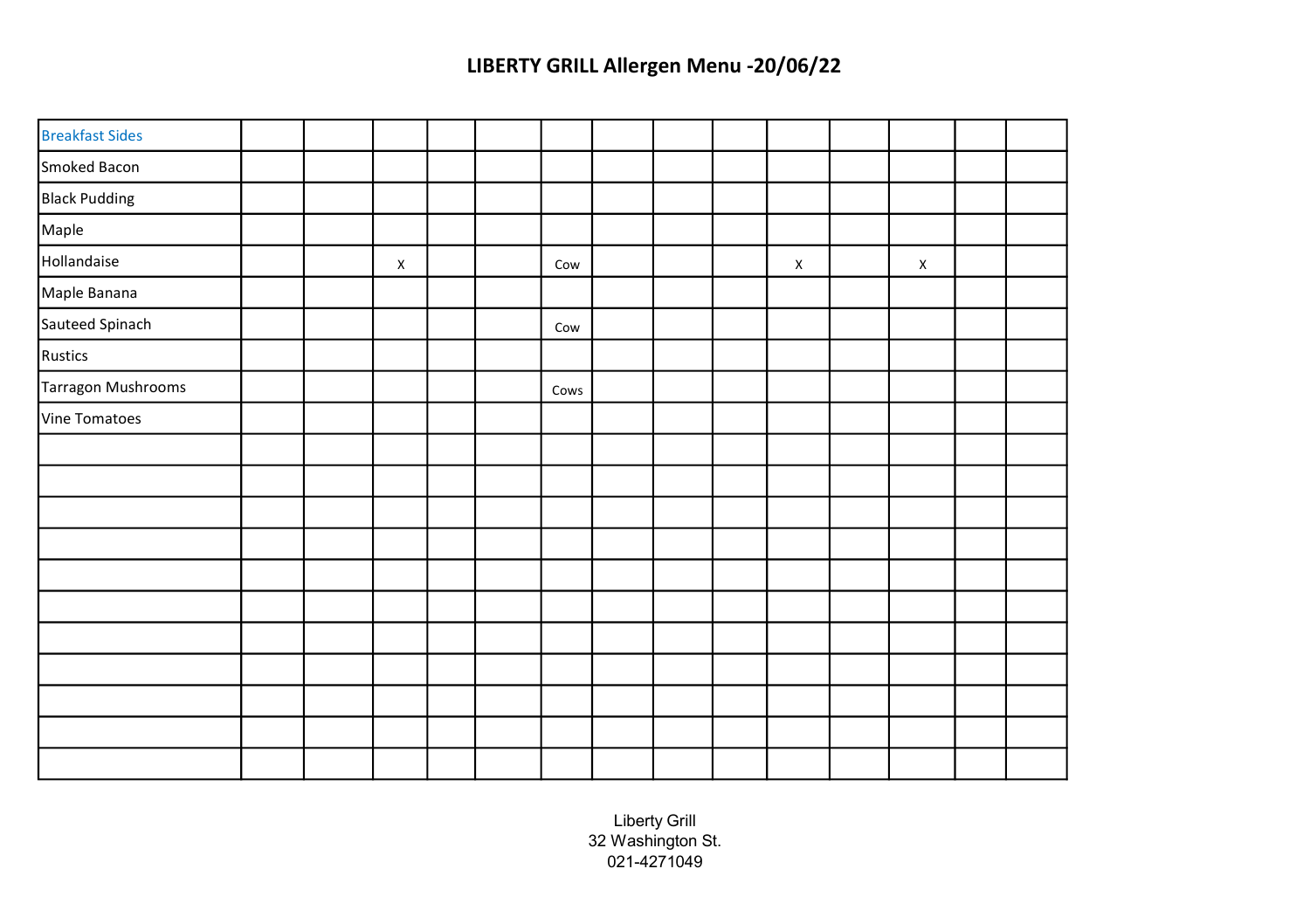# LIBERTY GRILL Allergen Menu -20/06/22

| | | | | | | | | | | | | | | |
|---|---|---|---|---|---|---|---|---|---|---|---|---|---|---|
| Breakfast Sides | | | | | | | | | | | | | | |
| Smoked Bacon | | | | | | | | | | | | | | |
| Black Pudding | | | | | | | | | | | | | | |
| Maple | | | | | | | | | | | | | | |
| Hollandaise | | | X | | | Cow | | | | X | | X | | |
| Maple Banana | | | | | | | | | | | | | | |
| Sauteed Spinach | | | | | | Cow | | | | | | | | |
| Rustics | | | | | | | | | | | | | | |
| Tarragon Mushrooms | | | | | | Cows | | | | | | | | |
| Vine Tomatoes | | | | | | | | | | | | | | |
| | | | | | | | | | | | | | | |
| | | | | | | | | | | | | | | |
| | | | | | | | | | | | | | | |
| | | | | | | | | | | | | | | |
| | | | | | | | | | | | | | | |
| | | | | | | | | | | | | | | |
| | | | | | | | | | | | | | | |
| | | | | | | | | | | | | | | |
| | | | | | | | | | | | | | | |
| | | | | | | | | | | | | | | |
| | | | | | | | | | | | | | | |

Liberty Grill
32 Washington St.
021-4271049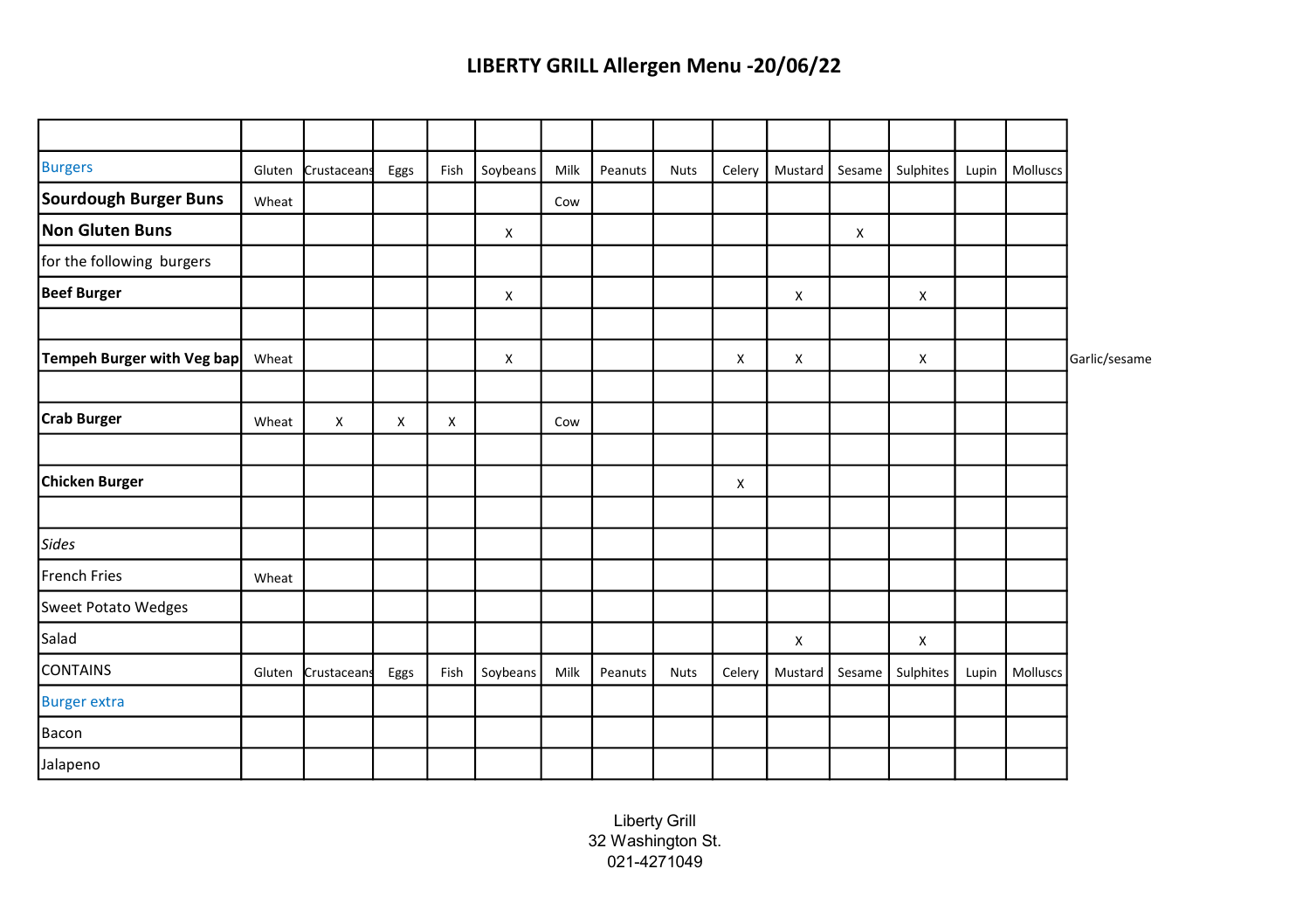# LIBERTY GRILL Allergen Menu -20/06/22

| | | | | | | | | | | | | | | | |
|---|---|---|---|---|---|---|---|---|---|---|---|---|---|---|---|
| | | | | | | | | | | | | | | | |
| Burgers | Gluten | Crustaceans | Eggs | Fish | Soybeans | Milk | Peanuts | Nuts | Celery | Mustard | Sesame | Sulphites | Lupin | Molluscs | |
| **Sourdough Burger Buns** | Wheat | | | | | Cow | | | | | | | | | |
| **Non Gluten Buns** | | | | | X | | | | | | X | | | | |
| for the following burgers | | | | | | | | | | | | | | | |
| **Beef Burger** | | | | | X | | | | | X | | X | | | |
| | | | | | | | | | | | | | | | |
| **Tempeh Burger with Veg bap** | Wheat | | | | X | | | | X | X | | X | | | Garlic/sesame |
| | | | | | | | | | | | | | | | |
| **Crab Burger** | Wheat | X | X | X | | Cow | | | | | | | | | |
| | | | | | | | | | | | | | | | |
| **Chicken Burger** | | | | | | | | | X | | | | | | |
| | | | | | | | | | | | | | | | |
| *Sides* | | | | | | | | | | | | | | | |
| French Fries | Wheat | | | | | | | | | | | | | | |
| Sweet Potato Wedges | | | | | | | | | | | | | | | |
| Salad | | | | | | | | | | X | | X | | | |
| CONTAINS | Gluten | Crustaceans | Eggs | Fish | Soybeans | Milk | Peanuts | Nuts | Celery | Mustard | Sesame | Sulphites | Lupin | Molluscs | |
| Burger extra | | | | | | | | | | | | | | | |
| Bacon | | | | | | | | | | | | | | | |
| Jalapeno | | | | | | | | | | | | | | | |

Liberty Grill
32 Washington St.
021-4271049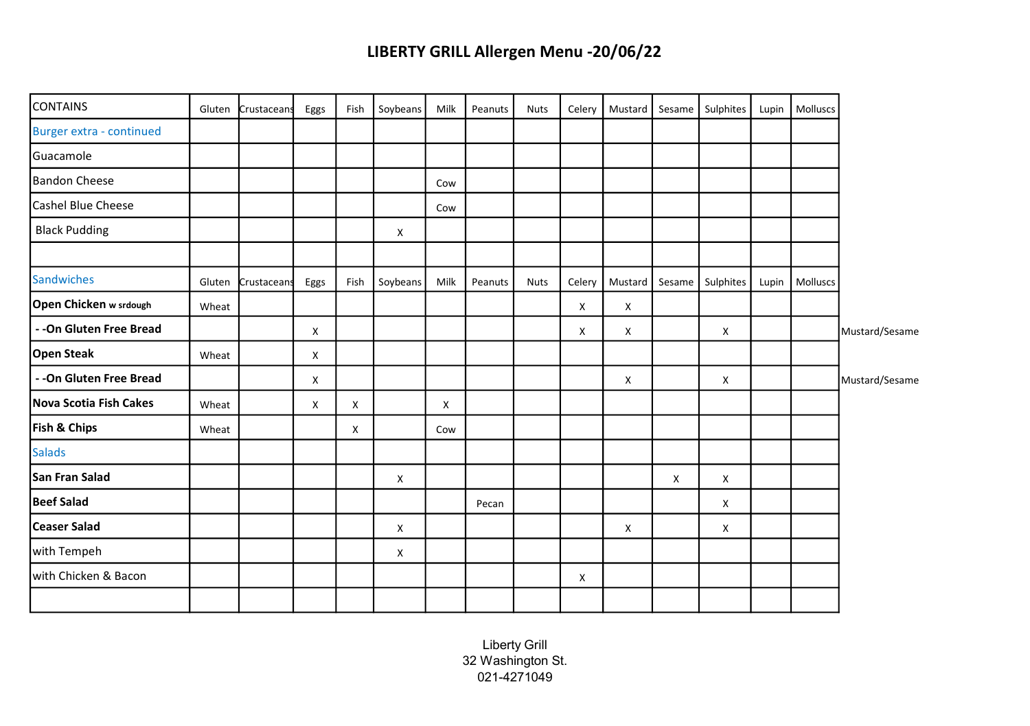# LIBERTY GRILL Allergen Menu -20/06/22

| CONTAINS | Gluten | Crustaceans | Eggs | Fish | Soybeans | Milk | Peanuts | Nuts | Celery | Mustard | Sesame | Sulphites | Lupin | Molluscs | |
|---|---|---|---|---|---|---|---|---|---|---|---|---|---|---|---|
| Burger extra - continued | | | | | | | | | | | | | | | |
| Guacamole | | | | | | | | | | | | | | | |
| Bandon Cheese | | | | | | Cow | | | | | | | | | |
| Cashel Blue Cheese | | | | | | Cow | | | | | | | | | |
| Black Pudding | | | | | X | | | | | | | | | | |
| | | | | | | | | | | | | | | | |
| Sandwiches | Gluten | Crustaceans | Eggs | Fish | Soybeans | Milk | Peanuts | Nuts | Celery | Mustard | Sesame | Sulphites | Lupin | Molluscs | |
| **Open Chicken** w srdough | Wheat | | | | | | | | X | X | | | | | |
| **- -On Gluten Free Bread** | | | X | | | | | | X | X | | X | | | Mustard/Sesame |
| **Open Steak** | Wheat | | X | | | | | | | | | | | | |
| **- -On Gluten Free Bread** | | | X | | | | | | | X | | X | | | Mustard/Sesame |
| **Nova Scotia Fish Cakes** | Wheat | | X | X | | X | | | | | | | | | |
| **Fish & Chips** | Wheat | | | X | | Cow | | | | | | | | | |
| Salads | | | | | | | | | | | | | | | |
| **San Fran Salad** | | | | | X | | | | | | X | X | | | |
| **Beef Salad** | | | | | | | Pecan | | | | | X | | | |
| **Ceaser Salad** | | | | | X | | | | | X | | X | | | |
| with Tempeh | | | | | X | | | | | | | | | | |
| with Chicken & Bacon | | | | | | | | | X | | | | | | |
| | | | | | | | | | | | | | | | |

Liberty Grill
32 Washington St.
021-4271049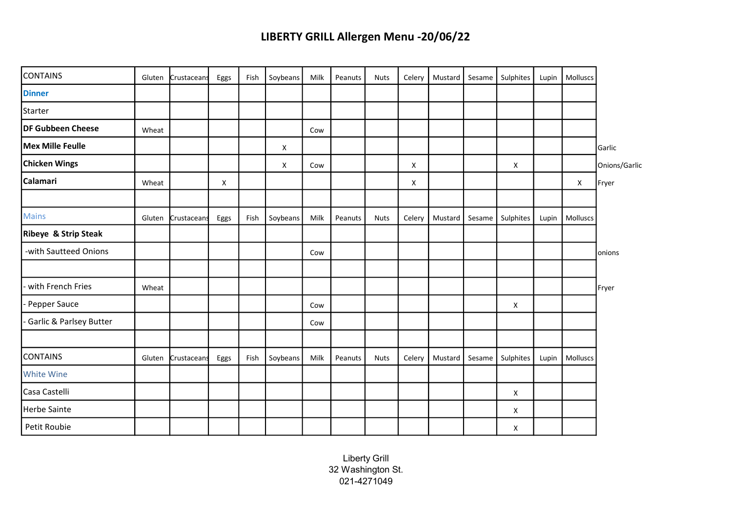# LIBERTY GRILL Allergen Menu -20/06/22

| CONTAINS | Gluten | Crustaceans | Eggs | Fish | Soybeans | Milk | Peanuts | Nuts | Celery | Mustard | Sesame | Sulphites | Lupin | Molluscs | |
|---|---|---|---|---|---|---|---|---|---|---|---|---|---|---|---|
| **Dinner** | | | | | | | | | | | | | | | |
| Starter | | | | | | | | | | | | | | | |
| **DF Gubbeen Cheese** | Wheat | | | | | Cow | | | | | | | | | |
| **Mex Mille Feulle** | | | | | X | | | | | | | | | | Garlic |
| **Chicken Wings** | | | | | X | Cow | | | X | | | X | | | Onions/Garlic |
| **Calamari** | Wheat | | X | | | | | | X | | | | | X | Fryer |
| | | | | | | | | | | | | | | | |
| Mains | Gluten | Crustaceans | Eggs | Fish | Soybeans | Milk | Peanuts | Nuts | Celery | Mustard | Sesame | Sulphites | Lupin | Molluscs | |
| **Ribeye & Strip Steak** | | | | | | | | | | | | | | | |
| -with Sautteed Onions | | | | | | Cow | | | | | | | | | onions |
| | | | | | | | | | | | | | | | |
| - with French Fries | Wheat | | | | | | | | | | | | | | Fryer |
| - Pepper Sauce | | | | | | Cow | | | | | | X | | | |
| - Garlic & Parlsey Butter | | | | | | Cow | | | | | | | | | |
| | | | | | | | | | | | | | | | |
| CONTAINS | Gluten | Crustaceans | Eggs | Fish | Soybeans | Milk | Peanuts | Nuts | Celery | Mustard | Sesame | Sulphites | Lupin | Molluscs | |
| White Wine | | | | | | | | | | | | | | | |
| Casa Castelli | | | | | | | | | | | | X | | | |
| Herbe Sainte | | | | | | | | | | | | X | | | |
| Petit Roubie | | | | | | | | | | | | X | | | |

Liberty Grill
32 Washington St.
021-4271049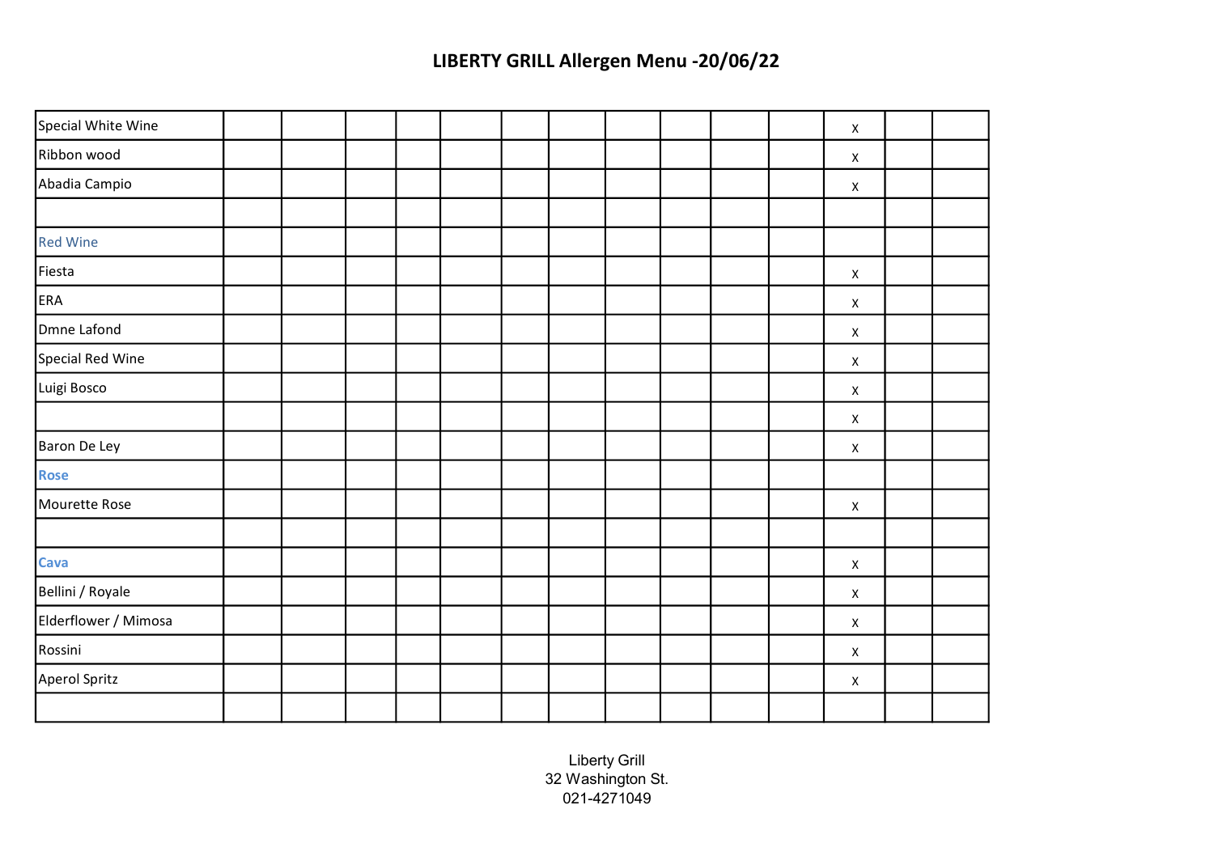# LIBERTY GRILL Allergen Menu -20/06/22

| | | | | | | | | | | | | | |
|---|---|---|---|---|---|---|---|---|---|---|---|---|---|
| Special White Wine | | | | | | | | | | | x | | |
| Ribbon wood | | | | | | | | | | | x | | |
| Abadia Campio | | | | | | | | | | | x | | |
| | | | | | | | | | | | | | |
| Red Wine | | | | | | | | | | | | | |
| Fiesta | | | | | | | | | | | x | | |
| ERA | | | | | | | | | | | x | | |
| Dmne Lafond | | | | | | | | | | | x | | |
| Special Red Wine | | | | | | | | | | | x | | |
| Luigi Bosco | | | | | | | | | | | x | | |
| | | | | | | | | | | | x | | |
| Baron De Ley | | | | | | | | | | | x | | |
| **Rose** | | | | | | | | | | | | | |
| Mourette Rose | | | | | | | | | | | x | | |
| | | | | | | | | | | | | | |
| **Cava** | | | | | | | | | | | x | | |
| Bellini / Royale | | | | | | | | | | | x | | |
| Elderflower / Mimosa | | | | | | | | | | | x | | |
| Rossini | | | | | | | | | | | x | | |
| Aperol Spritz | | | | | | | | | | | x | | |
| | | | | | | | | | | | | | |

Liberty Grill
32 Washington St.
021-4271049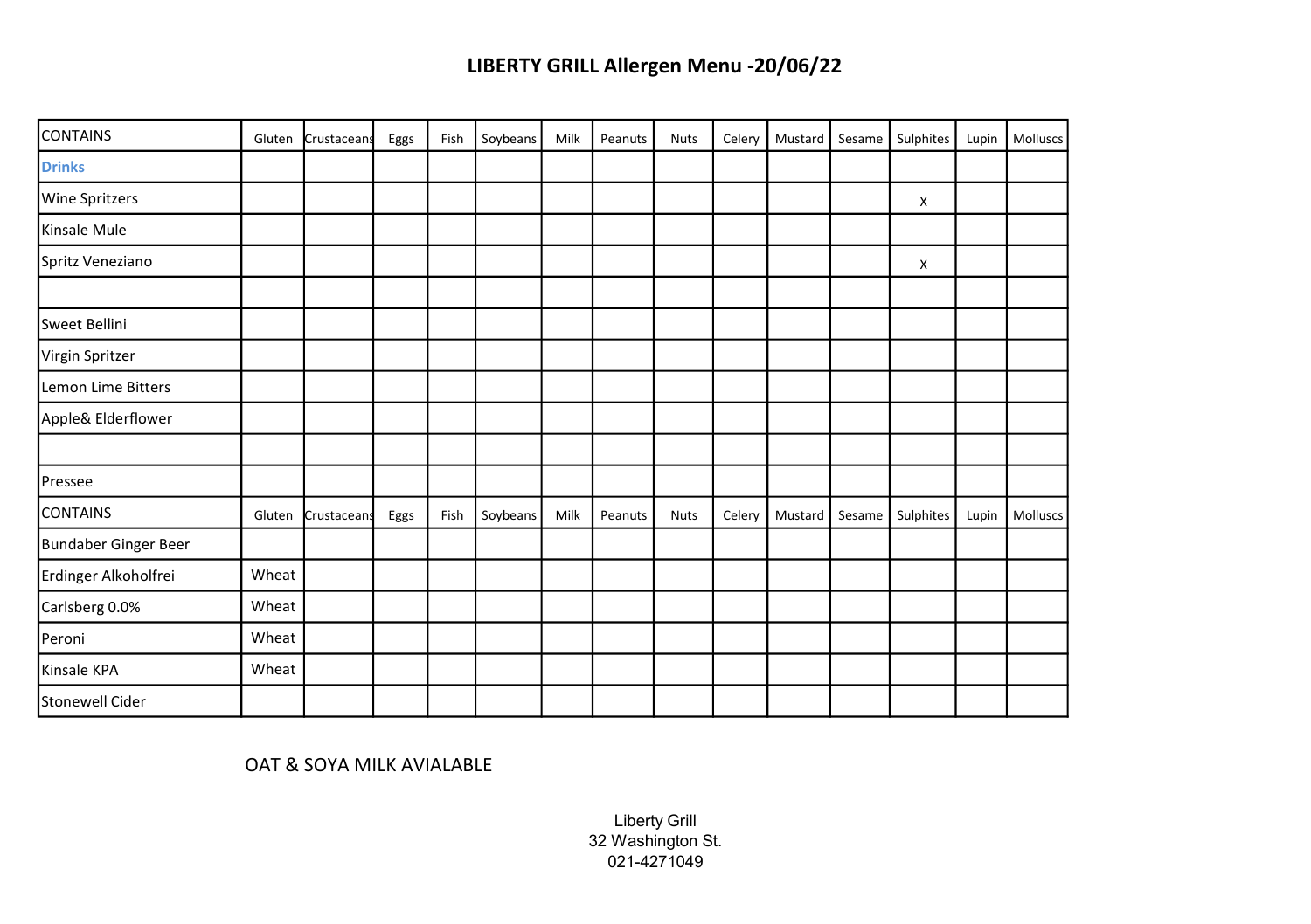# LIBERTY GRILL Allergen Menu -20/06/22

| CONTAINS | Gluten | Crustaceans | Eggs | Fish | Soybeans | Milk | Peanuts | Nuts | Celery | Mustard | Sesame | Sulphites | Lupin | Molluscs |
|---|---|---|---|---|---|---|---|---|---|---|---|---|---|---|
| **Drinks** | | | | | | | | | | | | | | |
| Wine Spritzers | | | | | | | | | | | | X | | |
| Kinsale Mule | | | | | | | | | | | | | | |
| Spritz Veneziano | | | | | | | | | | | | X | | |
| | | | | | | | | | | | | | | |
| Sweet Bellini | | | | | | | | | | | | | | |
| Virgin Spritzer | | | | | | | | | | | | | | |
| Lemon Lime Bitters | | | | | | | | | | | | | | |
| Apple& Elderflower | | | | | | | | | | | | | | |
| | | | | | | | | | | | | | | |
| Pressee | | | | | | | | | | | | | | |
| CONTAINS | Gluten | Crustaceans | Eggs | Fish | Soybeans | Milk | Peanuts | Nuts | Celery | Mustard | Sesame | Sulphites | Lupin | Molluscs |
| Bundaber Ginger Beer | | | | | | | | | | | | | | |
| Erdinger Alkoholfrei | Wheat | | | | | | | | | | | | | |
| Carlsberg 0.0% | Wheat | | | | | | | | | | | | | |
| Peroni | Wheat | | | | | | | | | | | | | |
| Kinsale KPA | Wheat | | | | | | | | | | | | | |
| Stonewell Cider | | | | | | | | | | | | | | |

OAT & SOYA MILK AVIALABLE

Liberty Grill
32 Washington St.
021-4271049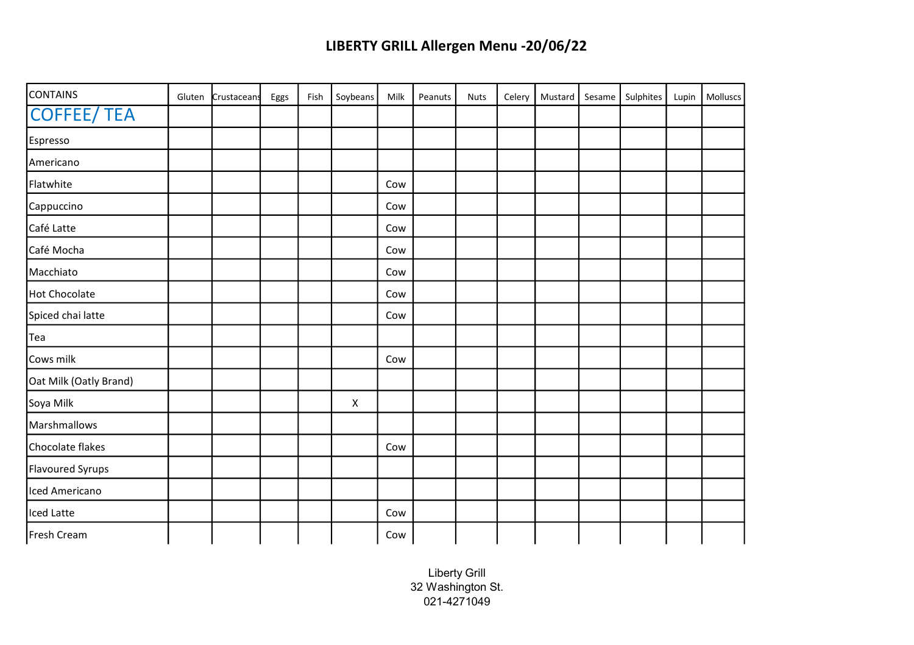# LIBERTY GRILL Allergen Menu -20/06/22

| CONTAINS | Gluten | Crustaceans | Eggs | Fish | Soybeans | Milk | Peanuts | Nuts | Celery | Mustard | Sesame | Sulphites | Lupin | Molluscs |
|---|---|---|---|---|---|---|---|---|---|---|---|---|---|---|
| COFFEE/ TEA | | | | | | | | | | | | | | |
| Espresso | | | | | | | | | | | | | | |
| Americano | | | | | | | | | | | | | | |
| Flatwhite | | | | | | Cow | | | | | | | | |
| Cappuccino | | | | | | Cow | | | | | | | | |
| Café Latte | | | | | | Cow | | | | | | | | |
| Café Mocha | | | | | | Cow | | | | | | | | |
| Macchiato | | | | | | Cow | | | | | | | | |
| Hot Chocolate | | | | | | Cow | | | | | | | | |
| Spiced chai latte | | | | | | Cow | | | | | | | | |
| Tea | | | | | | | | | | | | | | |
| Cows milk | | | | | | Cow | | | | | | | | |
| Oat Milk (Oatly Brand) | | | | | | | | | | | | | | |
| Soya Milk | | | | | X | | | | | | | | | |
| Marshmallows | | | | | | | | | | | | | | |
| Chocolate flakes | | | | | | Cow | | | | | | | | |
| Flavoured Syrups | | | | | | | | | | | | | | |
| Iced Americano | | | | | | | | | | | | | | |
| Iced Latte | | | | | | Cow | | | | | | | | |
| Fresh Cream | | | | | | Cow | | | | | | | | |

Liberty Grill
32 Washington St.
021-4271049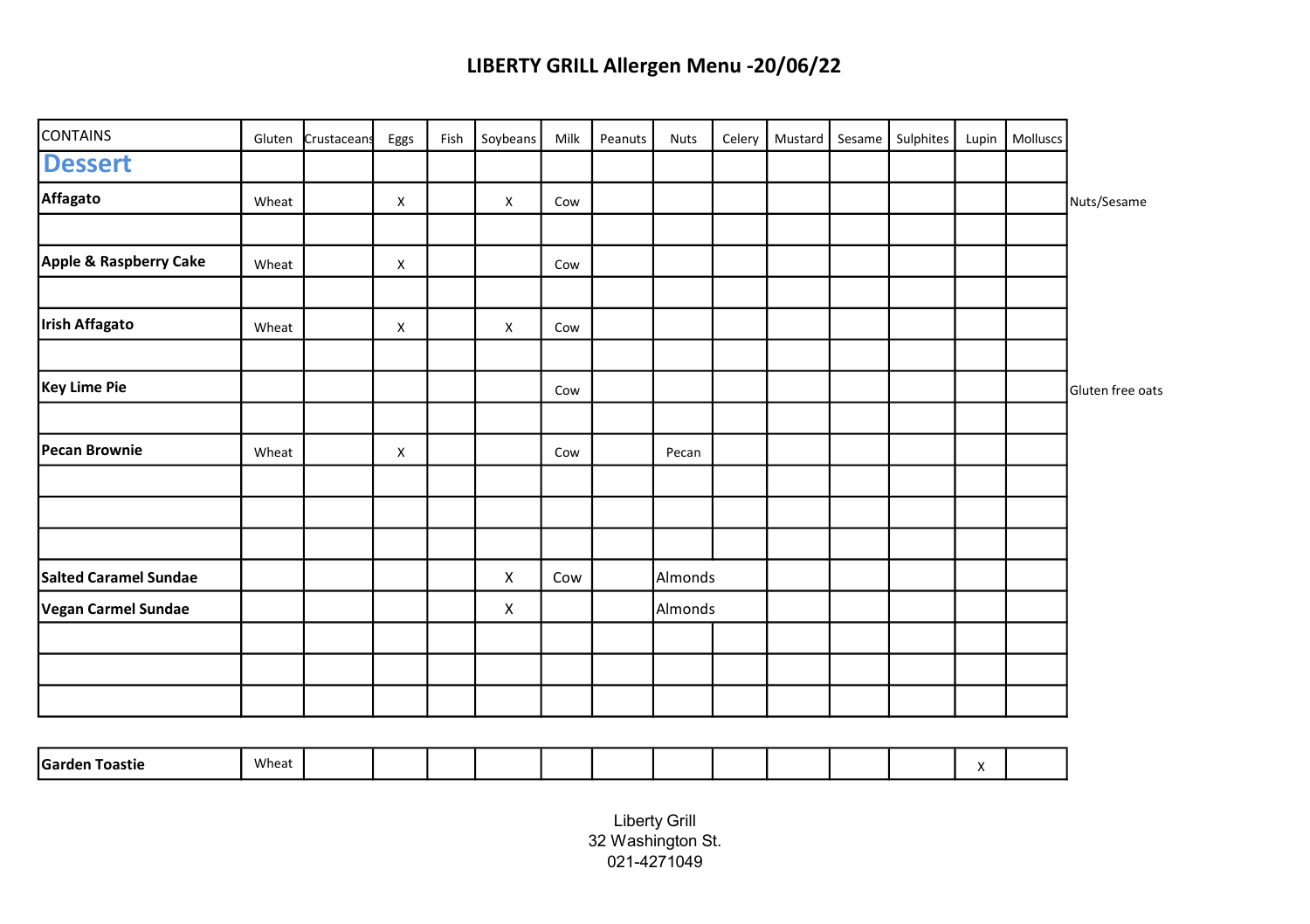# LIBERTY GRILL Allergen Menu -20/06/22

| CONTAINS | Gluten | Crustaceans | Eggs | Fish | Soybeans | Milk | Peanuts | Nuts | Celery | Mustard | Sesame | Sulphites | Lupin | Molluscs | |
|---|---|---|---|---|---|---|---|---|---|---|---|---|---|---|---|
| **Dessert** | | | | | | | | | | | | | | | |
| **Affagato** | Wheat | | X | | X | Cow | | | | | | | | | Nuts/Sesame |
| | | | | | | | | | | | | | | | |
| **Apple & Raspberry Cake** | Wheat | | X | | | Cow | | | | | | | | | |
| | | | | | | | | | | | | | | | |
| **Irish Affagato** | Wheat | | X | | X | Cow | | | | | | | | | |
| | | | | | | | | | | | | | | | |
| **Key Lime Pie** | | | | | | Cow | | | | | | | | | Gluten free oats |
| | | | | | | | | | | | | | | | |
| **Pecan Brownie** | Wheat | | X | | | Cow | | Pecan | | | | | | | |
| | | | | | | | | | | | | | | | |
| | | | | | | | | | | | | | | | |
| | | | | | | | | | | | | | | | |
| **Salted Caramel Sundae** | | | | | X | Cow | | Almonds | | | | | | | |
| **Vegan Carmel Sundae** | | | | | X | | | Almonds | | | | | | | |
| | | | | | | | | | | | | | | | |
| | | | | | | | | | | | | | | | |
| | | | | | | | | | | | | | | | |
| **Garden Toastie** | Wheat | | | | | | | | | | | | x | | |

Liberty Grill
32 Washington St.
021-4271049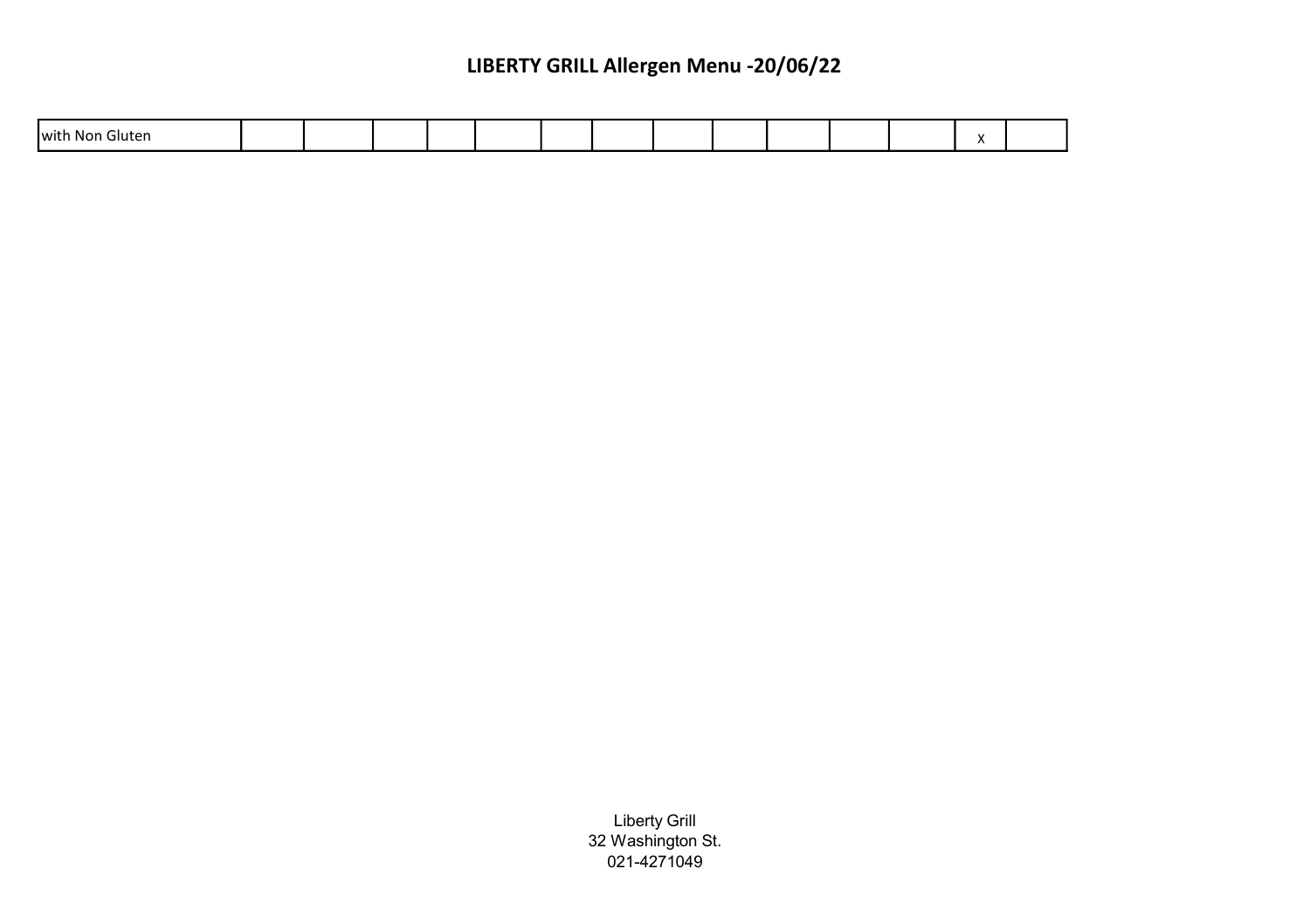# LIBERTY GRILL Allergen Menu -20/06/22

| | | | | | | | | | | | | | | |
|---|---|---|---|---|---|---|---|---|---|---|---|---|---|---|
| with Non Gluten | | | | | | | | | | | | | X | |